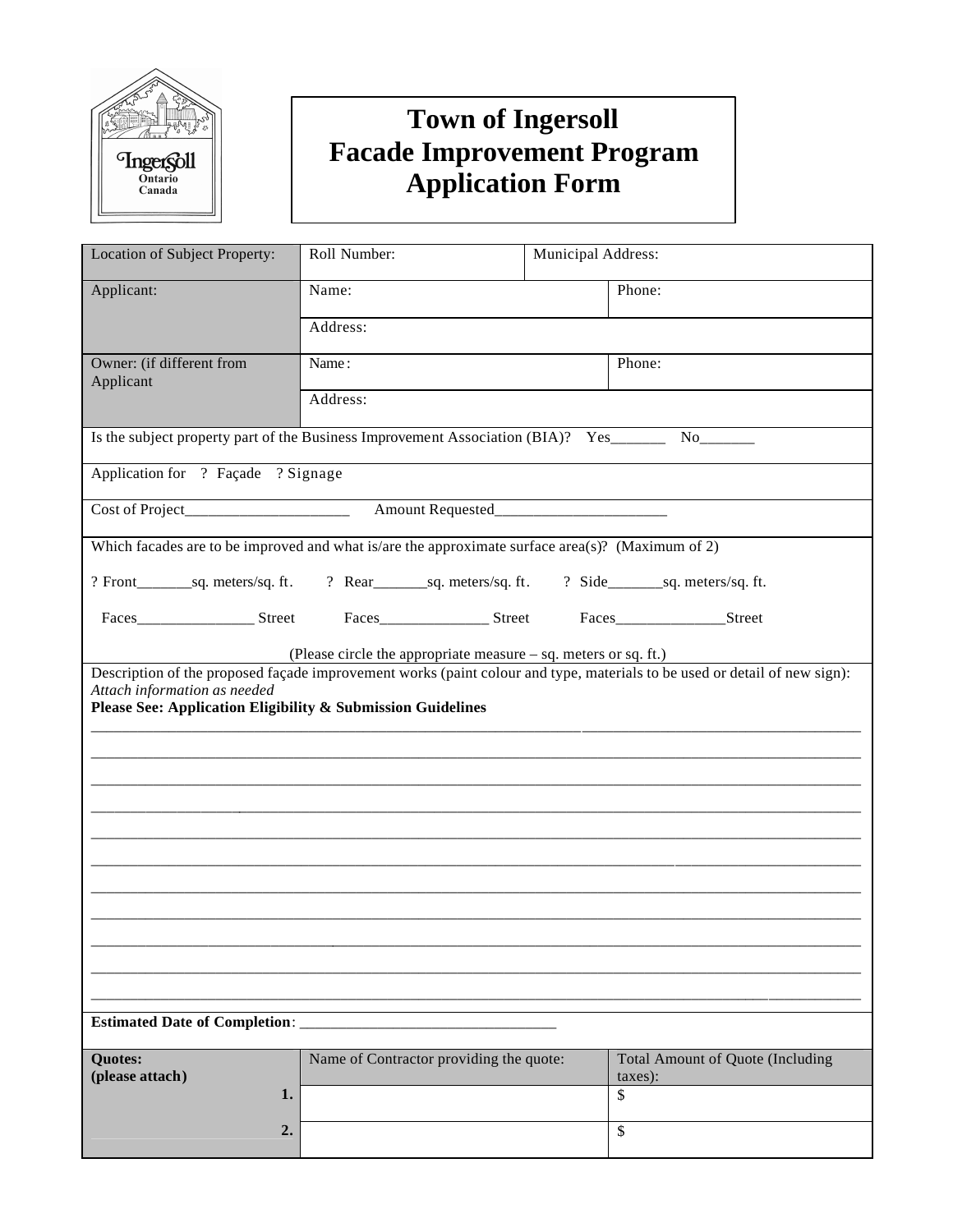# Town of Ingersoll
# Facade Improvement Program
# Application Form

| Location of Subject Property: | Roll Number: | Municipal Address: |
|---|---|---|
| Applicant: | Name: | Phone: |
| | Address: | |
| Owner: (if different from Applicant | Name: | Phone: |
| | Address: | |

Is the subject property part of the Business Improvement Association (BIA)? Yes_______ No_______

Application for ? Façade ? Signage

Cost of Project_____________________ Amount Requested______________________

Which facades are to be improved and what is/are the approximate surface area(s)? (Maximum of 2)

? Front_______sq. meters/sq. ft. ? Rear_______sq. meters/sq. ft. ? Side_______sq. meters/sq. ft.

Faces________________ Street Faces______________ Street Faces______________Street

(Please circle the appropriate measure – sq. meters or sq. ft.)

Description of the proposed façade improvement works (paint colour and type, materials to be used or detail of new sign):
*Attach information as needed*
**Please See: Application Eligibility & Submission Guidelines**

______________________________________________________________________________________

______________________________________________________________________________________

______________________________________________________________________________________

______________________________________________________________________________________

______________________________________________________________________________________

______________________________________________________________________________________

______________________________________________________________________________________

______________________________________________________________________________________

______________________________________________________________________________________

______________________________________________________________________________________

______________________________________________________________________________________

**Estimated Date of Completion**: _________________________________

| **Quotes: (please attach)** | Name of Contractor providing the quote: | Total Amount of Quote (Including taxes): |
|---|---|---|
| **1.** | | $ |
| **2.** | | $ |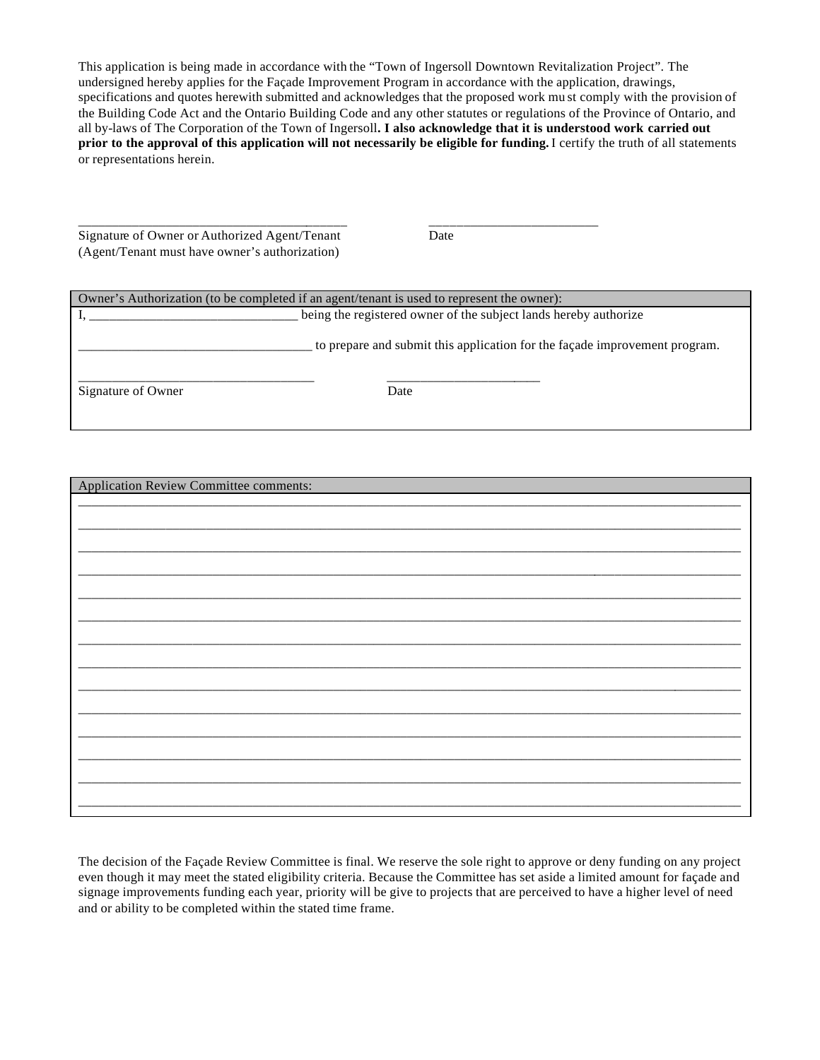This application is being made in accordance with the "Town of Ingersoll Downtown Revitalization Project". The undersigned hereby applies for the Façade Improvement Program in accordance with the application, drawings, specifications and quotes herewith submitted and acknowledges that the proposed work must comply with the provision of the Building Code Act and the Ontario Building Code and any other statutes or regulations of the Province of Ontario, and all by-laws of The Corporation of the Town of Ingersoll**. I also acknowledge that it is understood work carried out prior to the approval of this application will not necessarily be eligible for funding.** I certify the truth of all statements or representations herein.

\_\_\_\_\_\_\_\_\_\_\_\_\_\_\_\_\_\_\_\_\_\_\_\_\_\_\_\_\_\_\_\_\_\_\_\_\_\_\_\_ \_\_\_\_\_\_\_\_\_\_\_\_\_\_\_\_\_\_\_\_\_\_\_\_\_\_
Signature of Owner or Authorized Agent/Tenant Date
(Agent/Tenant must have owner's authorization)

| Owner's Authorization (to be completed if an agent/tenant is used to represent the owner): |
|---|
| I, \_\_\_\_\_\_\_\_\_\_\_\_\_\_\_\_\_\_\_\_\_\_\_\_\_\_\_\_\_\_\_\_\_ being the registered owner of the subject lands hereby authorize |
| \_\_\_\_\_\_\_\_\_\_\_\_\_\_\_\_\_\_\_\_\_\_\_\_\_\_\_\_\_\_\_\_\_\_\_\_ to prepare and submit this application for the façade improvement program. |
| \_\_\_\_\_\_\_\_\_\_\_\_\_\_\_\_\_\_\_\_\_\_\_\_\_\_\_\_\_\_\_\_\_\_\_\_ \_\_\_\_\_\_\_\_\_\_\_\_\_\_\_\_\_\_\_\_\_\_\_ |
| Signature of Owner Date |

| Application Review Committee comments: |
|---|
| |
| |
| |
| |
| |
| |
| |
| |
| |
| |
| |
| |
| |
| |

The decision of the Façade Review Committee is final. We reserve the sole right to approve or deny funding on any project even though it may meet the stated eligibility criteria. Because the Committee has set aside a limited amount for façade and signage improvements funding each year, priority will be give to projects that are perceived to have a higher level of need and or ability to be completed within the stated time frame.